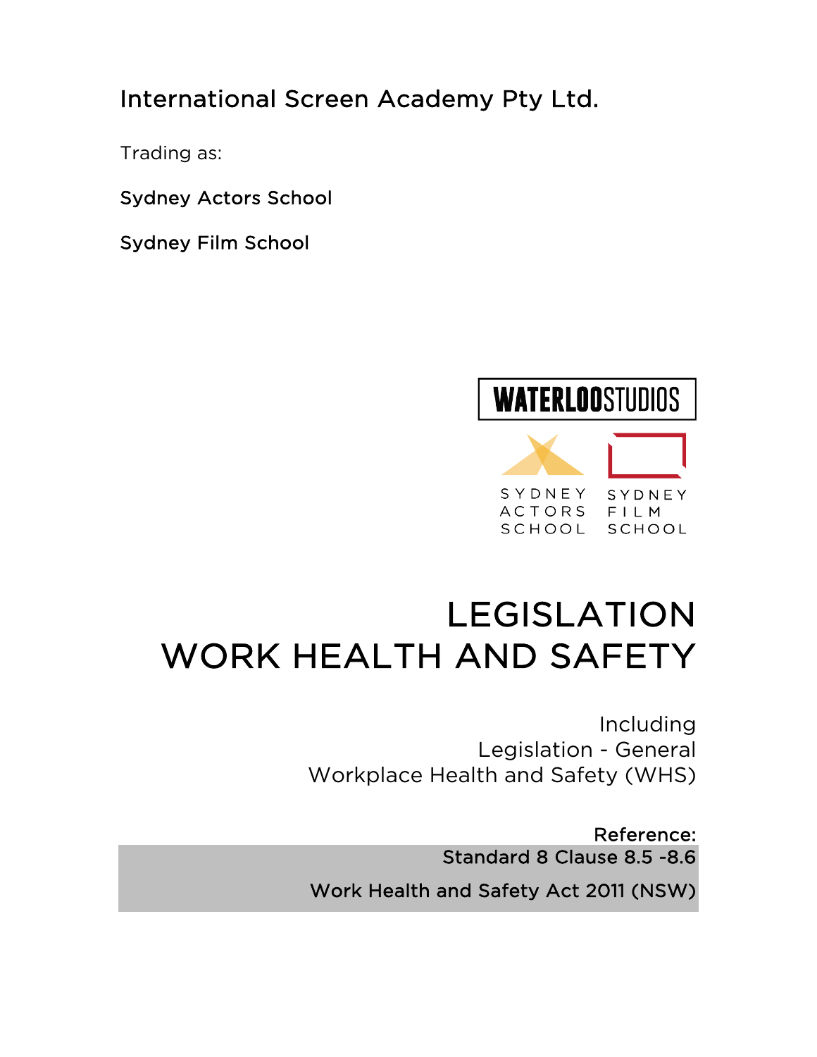International Screen Academy Pty Ltd.

Trading as:

Sydney Actors School

Sydney Film School

WATERLOO STUDIOS

SYDNEY ACTORS SCHOOL

SYDNEY FILM SCHOOL

# LEGISLATION
# WORK HEALTH AND SAFETY

Including
Legislation - General
Workplace Health and Safety (WHS)

Reference:
Standard 8 Clause 8.5 -8.6

Work Health and Safety Act 2011 (NSW)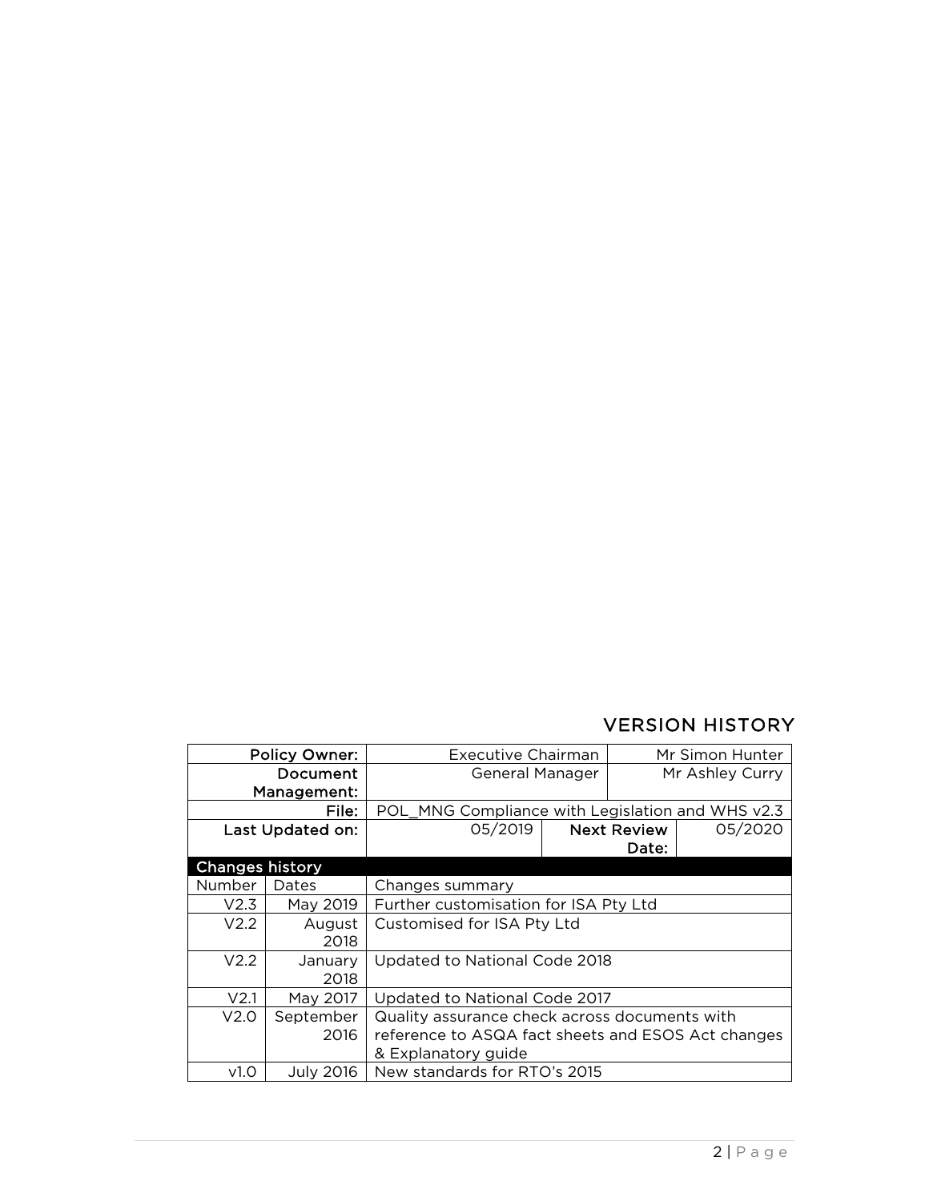## VERSION HISTORY

| Policy Owner: | Executive Chairman | | Mr Simon Hunter |
|---|---|---|---|
| Document Management: | General Manager | | Mr Ashley Curry |
| File: | POL_MNG Compliance with Legislation and WHS v2.3 | | |
| Last Updated on: | 05/2019 | Next Review Date: | 05/2020 |

| Changes history | | |
|---|---|---|
| Number | Dates | Changes summary |
| V2.3 | May 2019 | Further customisation for ISA Pty Ltd |
| V2.2 | August 2018 | Customised for ISA Pty Ltd |
| V2.2 | January 2018 | Updated to National Code 2018 |
| V2.1 | May 2017 | Updated to National Code 2017 |
| V2.0 | September 2016 | Quality assurance check across documents with reference to ASQA fact sheets and ESOS Act changes & Explanatory guide |
| v1.0 | July 2016 | New standards for RTO's 2015 |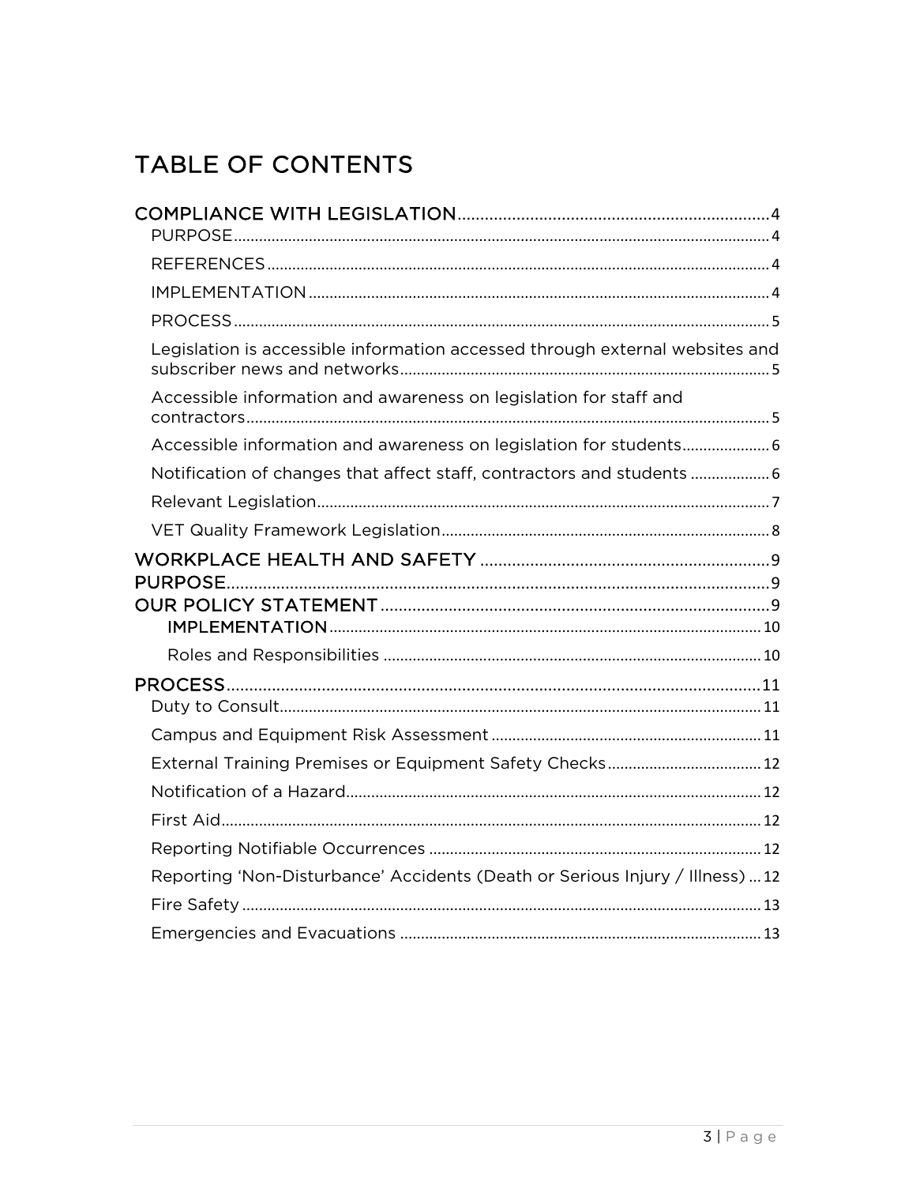# TABLE OF CONTENTS

COMPLIANCE WITH LEGISLATION .......... 4

- PURPOSE .......... 4
- REFERENCES .......... 4
- IMPLEMENTATION .......... 4
- PROCESS .......... 5
- Legislation is accessible information accessed through external websites and subscriber news and networks .......... 5
- Accessible information and awareness on legislation for staff and contractors .......... 5
- Accessible information and awareness on legislation for students .......... 6
- Notification of changes that affect staff, contractors and students .......... 6
- Relevant Legislation .......... 7
- VET Quality Framework Legislation .......... 8

WORKPLACE HEALTH AND SAFETY .......... 9

PURPOSE .......... 9

OUR POLICY STATEMENT .......... 9

- IMPLEMENTATION .......... 10
- Roles and Responsibilities .......... 10

PROCESS .......... 11

- Duty to Consult .......... 11
- Campus and Equipment Risk Assessment .......... 11
- External Training Premises or Equipment Safety Checks .......... 12
- Notification of a Hazard .......... 12
- First Aid .......... 12
- Reporting Notifiable Occurrences .......... 12
- Reporting 'Non-Disturbance' Accidents (Death or Serious Injury / Illness) .......... 12
- Fire Safety .......... 13
- Emergencies and Evacuations .......... 13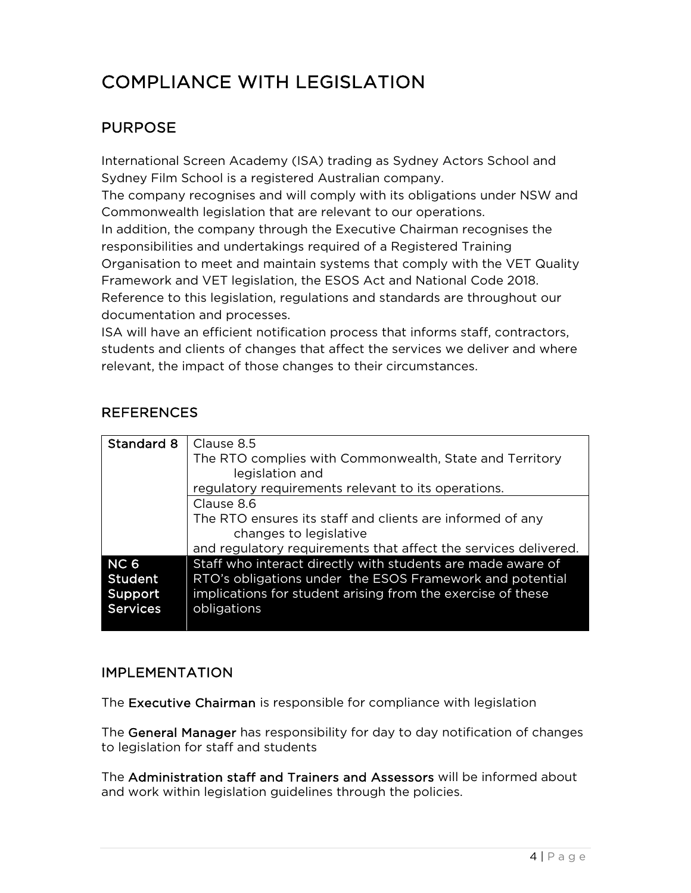# COMPLIANCE WITH LEGISLATION

## PURPOSE

International Screen Academy (ISA) trading as Sydney Actors School and Sydney Film School is a registered Australian company.
The company recognises and will comply with its obligations under NSW and Commonwealth legislation that are relevant to our operations.
In addition, the company through the Executive Chairman recognises the responsibilities and undertakings required of a Registered Training Organisation to meet and maintain systems that comply with the VET Quality Framework and VET legislation, the ESOS Act and National Code 2018.
Reference to this legislation, regulations and standards are throughout our documentation and processes.
ISA will have an efficient notification process that informs staff, contractors, students and clients of changes that affect the services we deliver and where relevant, the impact of those changes to their circumstances.

## REFERENCES

| | |
|---|---|
| **Standard 8** | Clause 8.5<br>The RTO complies with Commonwealth, State and Territory legislation and regulatory requirements relevant to its operations. |
| | Clause 8.6<br>The RTO ensures its staff and clients are informed of any changes to legislative and regulatory requirements that affect the services delivered. |
| **NC 6 Student Support Services** | Staff who interact directly with students are made aware of RTO's obligations under the ESOS Framework and potential implications for student arising from the exercise of these obligations |

## IMPLEMENTATION

The **Executive Chairman** is responsible for compliance with legislation

The **General Manager** has responsibility for day to day notification of changes to legislation for staff and students

The **Administration staff and Trainers and Assessors** will be informed about and work within legislation guidelines through the policies.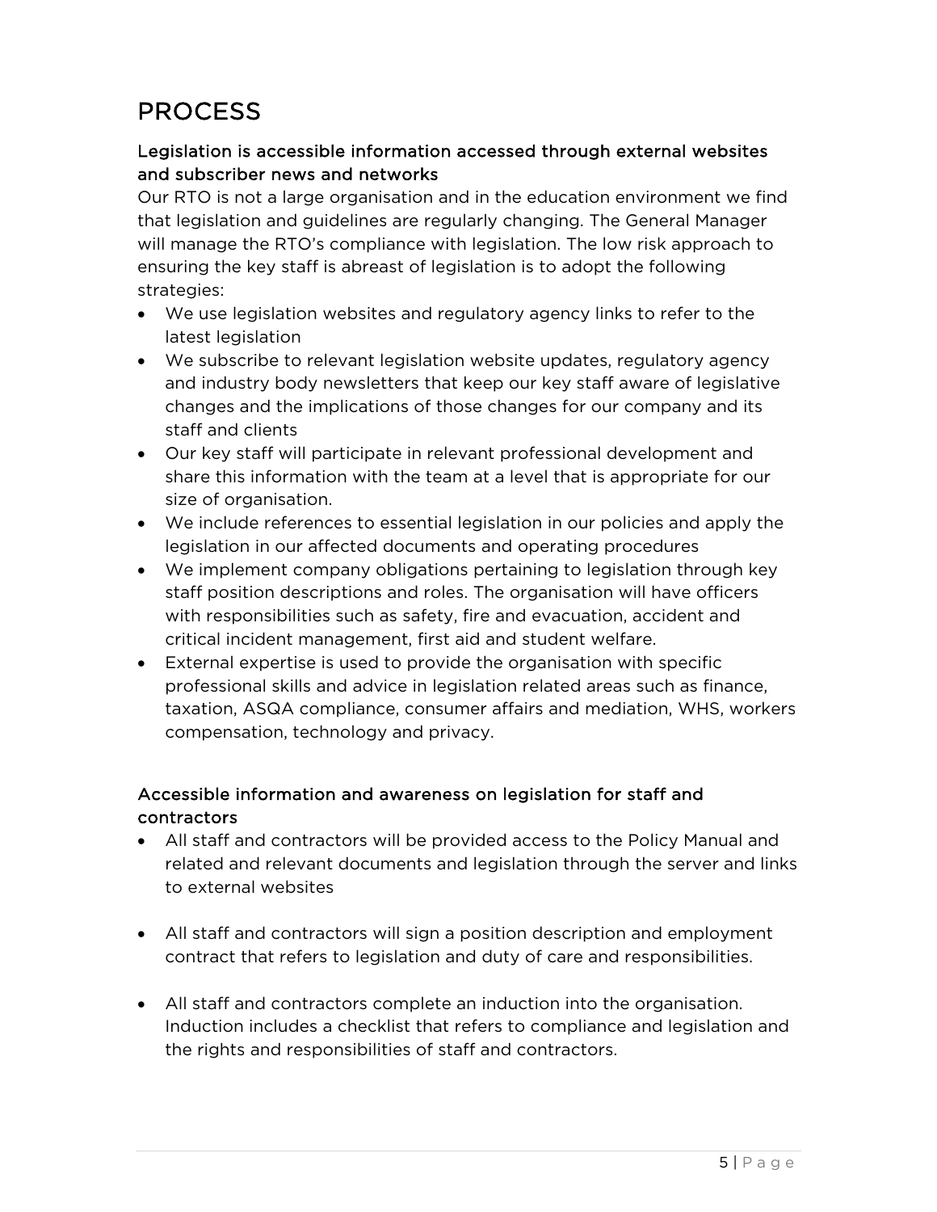# PROCESS

### Legislation is accessible information accessed through external websites and subscriber news and networks

Our RTO is not a large organisation and in the education environment we find that legislation and guidelines are regularly changing. The General Manager will manage the RTO's compliance with legislation. The low risk approach to ensuring the key staff is abreast of legislation is to adopt the following strategies:

- We use legislation websites and regulatory agency links to refer to the latest legislation
- We subscribe to relevant legislation website updates, regulatory agency and industry body newsletters that keep our key staff aware of legislative changes and the implications of those changes for our company and its staff and clients
- Our key staff will participate in relevant professional development and share this information with the team at a level that is appropriate for our size of organisation.
- We include references to essential legislation in our policies and apply the legislation in our affected documents and operating procedures
- We implement company obligations pertaining to legislation through key staff position descriptions and roles. The organisation will have officers with responsibilities such as safety, fire and evacuation, accident and critical incident management, first aid and student welfare.
- External expertise is used to provide the organisation with specific professional skills and advice in legislation related areas such as finance, taxation, ASQA compliance, consumer affairs and mediation, WHS, workers compensation, technology and privacy.

### Accessible information and awareness on legislation for staff and contractors

- All staff and contractors will be provided access to the Policy Manual and related and relevant documents and legislation through the server and links to external websites
- All staff and contractors will sign a position description and employment contract that refers to legislation and duty of care and responsibilities.
- All staff and contractors complete an induction into the organisation. Induction includes a checklist that refers to compliance and legislation and the rights and responsibilities of staff and contractors.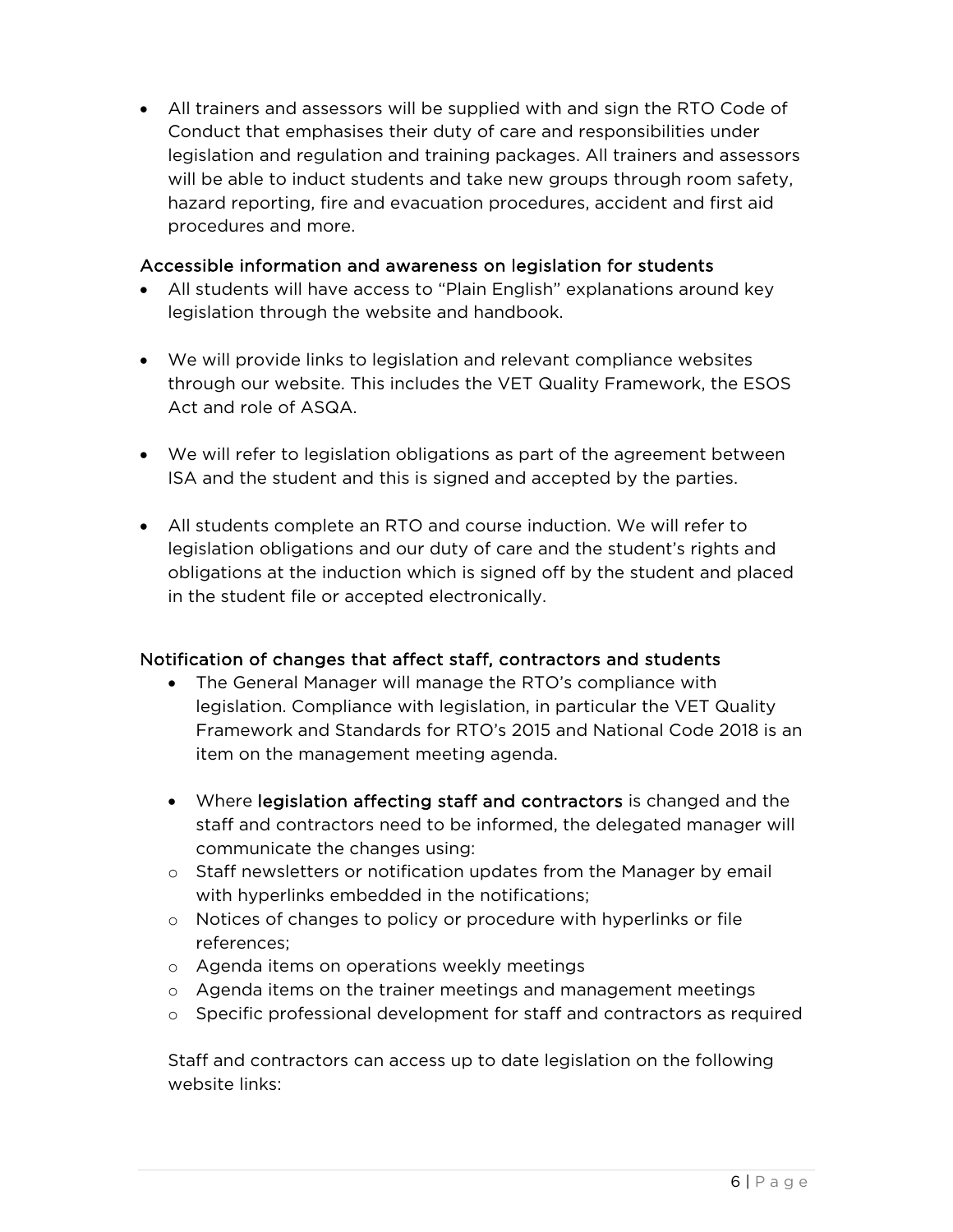- All trainers and assessors will be supplied with and sign the RTO Code of Conduct that emphasises their duty of care and responsibilities under legislation and regulation and training packages. All trainers and assessors will be able to induct students and take new groups through room safety, hazard reporting, fire and evacuation procedures, accident and first aid procedures and more.

### Accessible information and awareness on legislation for students

- All students will have access to "Plain English" explanations around key legislation through the website and handbook.

- We will provide links to legislation and relevant compliance websites through our website. This includes the VET Quality Framework, the ESOS Act and role of ASQA.

- We will refer to legislation obligations as part of the agreement between ISA and the student and this is signed and accepted by the parties.

- All students complete an RTO and course induction. We will refer to legislation obligations and our duty of care and the student's rights and obligations at the induction which is signed off by the student and placed in the student file or accepted electronically.

### Notification of changes that affect staff, contractors and students

- The General Manager will manage the RTO's compliance with legislation. Compliance with legislation, in particular the VET Quality Framework and Standards for RTO's 2015 and National Code 2018 is an item on the management meeting agenda.

- Where legislation affecting staff and contractors is changed and the staff and contractors need to be informed, the delegated manager will communicate the changes using:
  - Staff newsletters or notification updates from the Manager by email with hyperlinks embedded in the notifications;
  - Notices of changes to policy or procedure with hyperlinks or file references;
  - Agenda items on operations weekly meetings
  - Agenda items on the trainer meetings and management meetings
  - Specific professional development for staff and contractors as required

Staff and contractors can access up to date legislation on the following website links: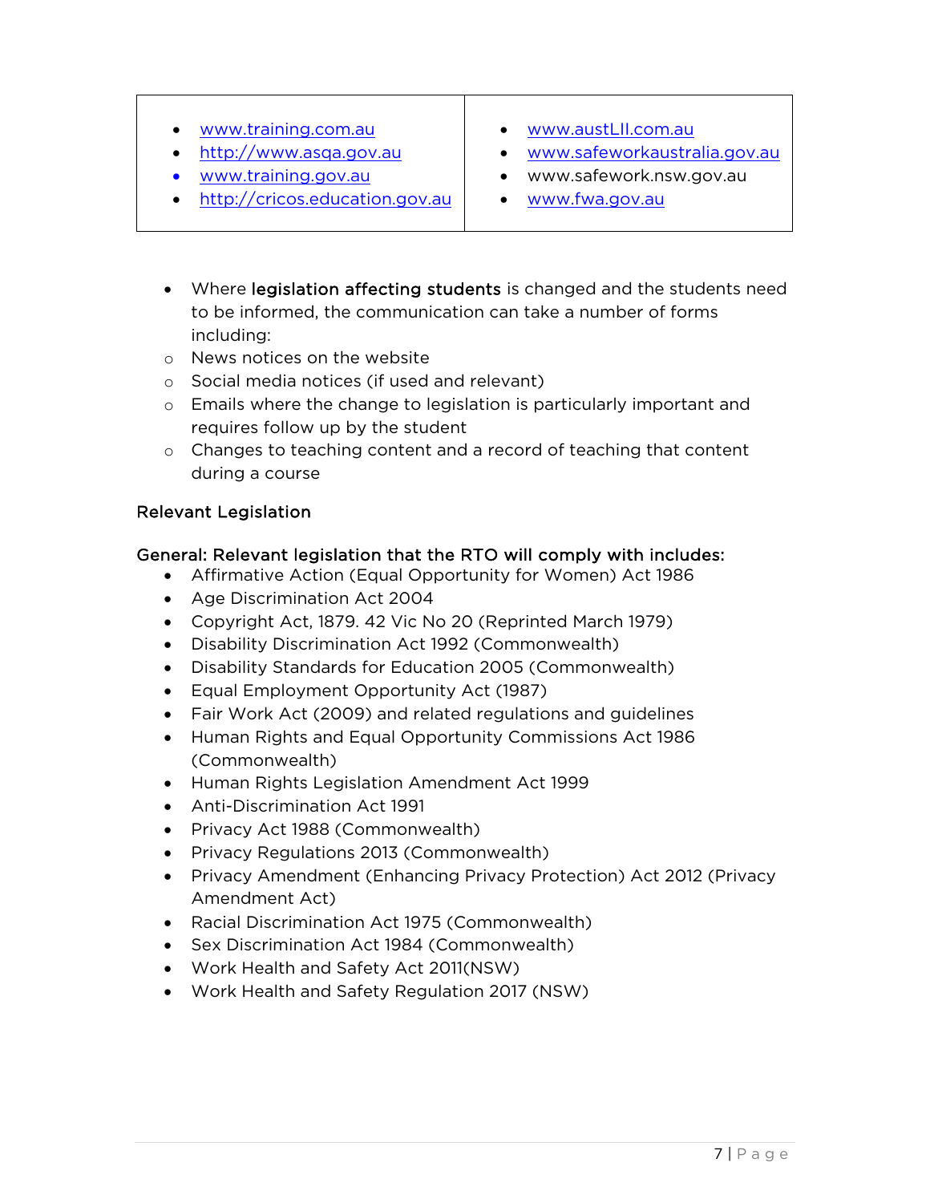| | |
|---|---|
| • www.training.com.au<br>• http://www.asqa.gov.au<br>• www.training.gov.au<br>• http://cricos.education.gov.au | • www.austLII.com.au<br>• www.safeworkaustralia.gov.au<br>• www.safework.nsw.gov.au<br>• www.fwa.gov.au |

- Where **legislation affecting students** is changed and the students need to be informed, the communication can take a number of forms including:
  - News notices on the website
  - Social media notices (if used and relevant)
  - Emails where the change to legislation is particularly important and requires follow up by the student
  - Changes to teaching content and a record of teaching that content during a course

## Relevant Legislation

**General: Relevant legislation that the RTO will comply with includes:**

- Affirmative Action (Equal Opportunity for Women) Act 1986
- Age Discrimination Act 2004
- Copyright Act, 1879. 42 Vic No 20 (Reprinted March 1979)
- Disability Discrimination Act 1992 (Commonwealth)
- Disability Standards for Education 2005 (Commonwealth)
- Equal Employment Opportunity Act (1987)
- Fair Work Act (2009) and related regulations and guidelines
- Human Rights and Equal Opportunity Commissions Act 1986 (Commonwealth)
- Human Rights Legislation Amendment Act 1999
- Anti-Discrimination Act 1991
- Privacy Act 1988 (Commonwealth)
- Privacy Regulations 2013 (Commonwealth)
- Privacy Amendment (Enhancing Privacy Protection) Act 2012 (Privacy Amendment Act)
- Racial Discrimination Act 1975 (Commonwealth)
- Sex Discrimination Act 1984 (Commonwealth)
- Work Health and Safety Act 2011(NSW)
- Work Health and Safety Regulation 2017 (NSW)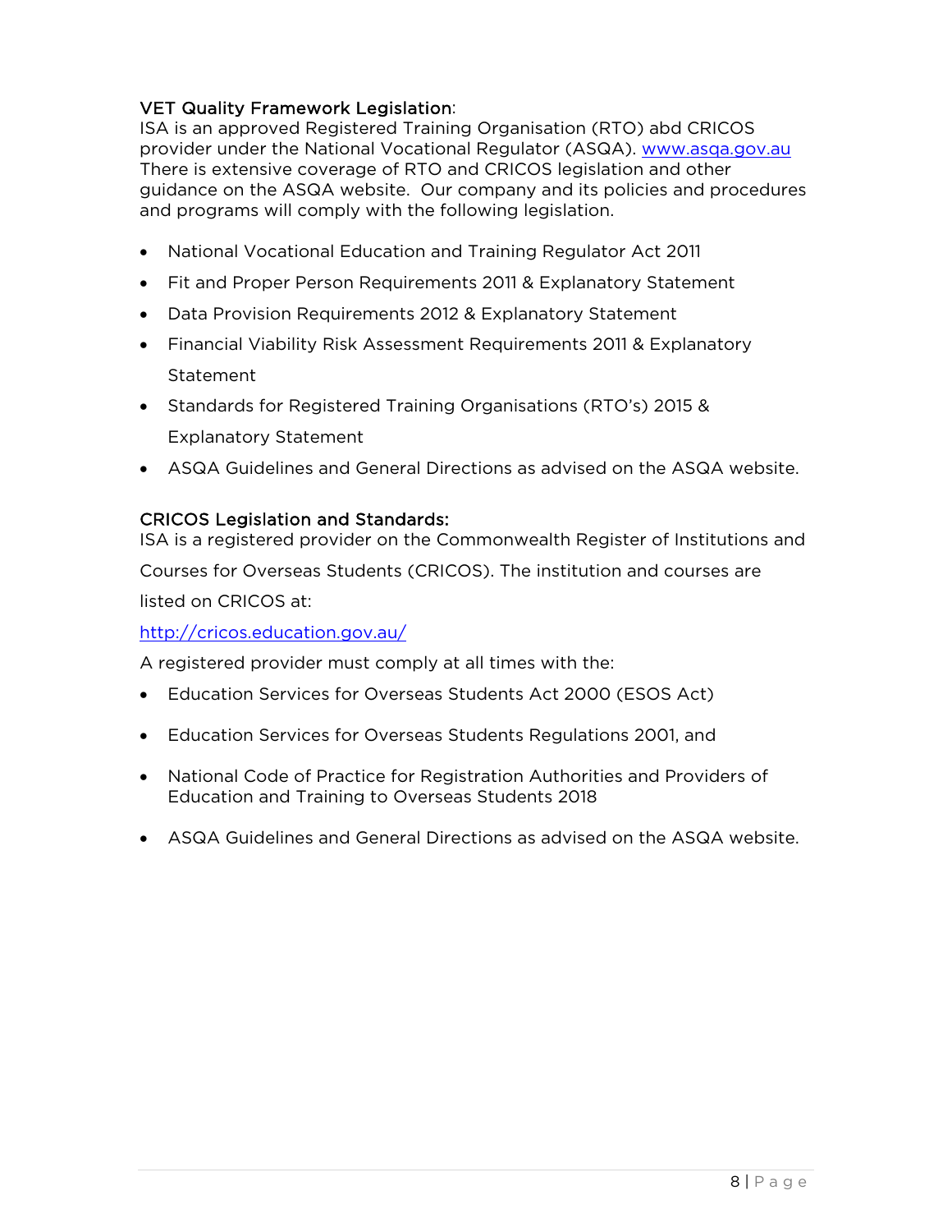**VET Quality Framework Legislation**:
ISA is an approved Registered Training Organisation (RTO) abd CRICOS provider under the National Vocational Regulator (ASQA). www.asqa.gov.au There is extensive coverage of RTO and CRICOS legislation and other guidance on the ASQA website. Our company and its policies and procedures and programs will comply with the following legislation.

- National Vocational Education and Training Regulator Act 2011
- Fit and Proper Person Requirements 2011 & Explanatory Statement
- Data Provision Requirements 2012 & Explanatory Statement
- Financial Viability Risk Assessment Requirements 2011 & Explanatory Statement
- Standards for Registered Training Organisations (RTO's) 2015 & Explanatory Statement
- ASQA Guidelines and General Directions as advised on the ASQA website.

**CRICOS Legislation and Standards:**
ISA is a registered provider on the Commonwealth Register of Institutions and Courses for Overseas Students (CRICOS). The institution and courses are listed on CRICOS at:

http://cricos.education.gov.au/

A registered provider must comply at all times with the:

- Education Services for Overseas Students Act 2000 (ESOS Act)
- Education Services for Overseas Students Regulations 2001, and
- National Code of Practice for Registration Authorities and Providers of Education and Training to Overseas Students 2018
- ASQA Guidelines and General Directions as advised on the ASQA website.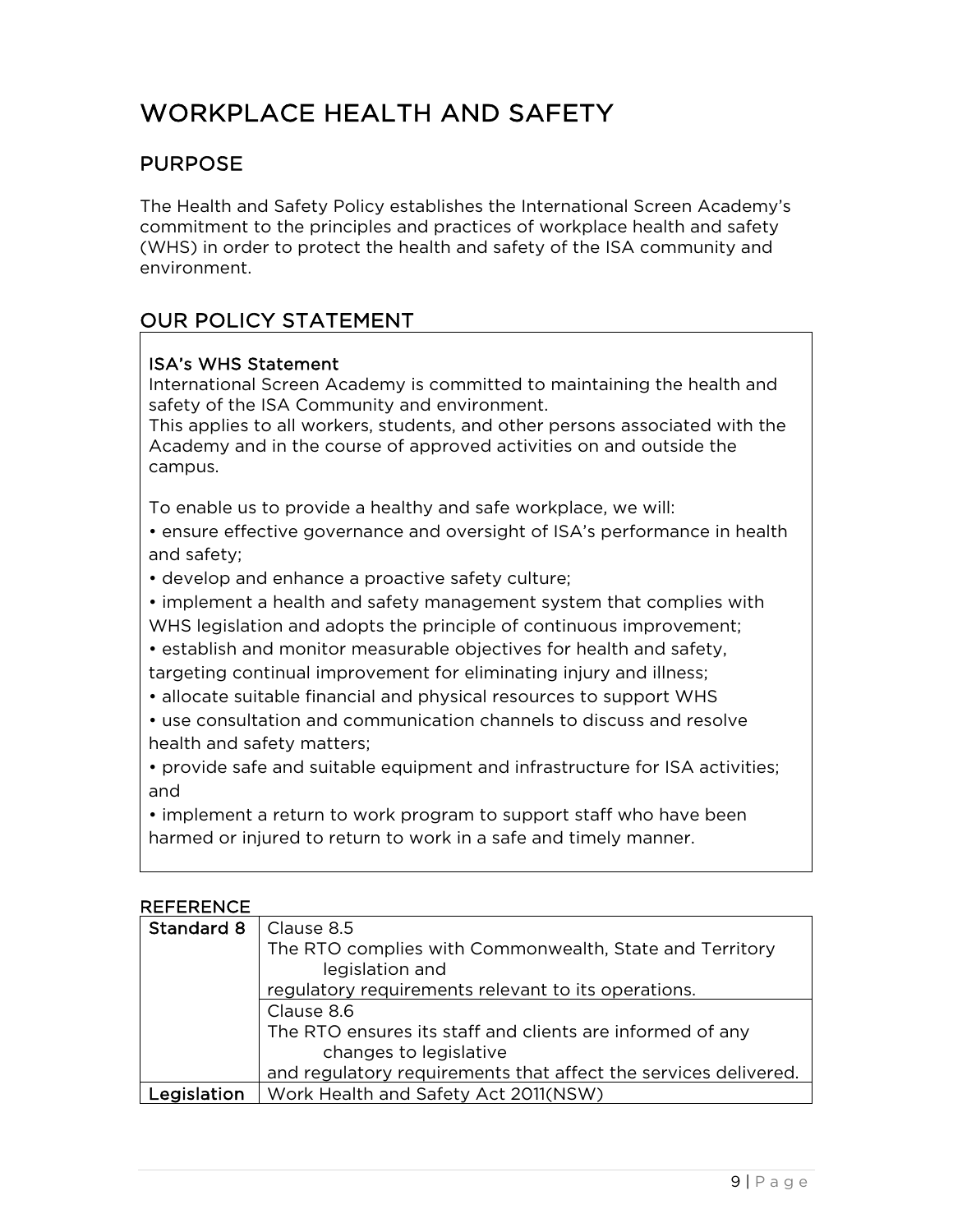# WORKPLACE HEALTH AND SAFETY

## PURPOSE

The Health and Safety Policy establishes the International Screen Academy's commitment to the principles and practices of workplace health and safety (WHS) in order to protect the health and safety of the ISA community and environment.

## OUR POLICY STATEMENT

**ISA's WHS Statement**

International Screen Academy is committed to maintaining the health and safety of the ISA Community and environment.
This applies to all workers, students, and other persons associated with the Academy and in the course of approved activities on and outside the campus.

To enable us to provide a healthy and safe workplace, we will:

- ensure effective governance and oversight of ISA's performance in health and safety;
- develop and enhance a proactive safety culture;
- implement a health and safety management system that complies with WHS legislation and adopts the principle of continuous improvement;
- establish and monitor measurable objectives for health and safety, targeting continual improvement for eliminating injury and illness;
- allocate suitable financial and physical resources to support WHS
- use consultation and communication channels to discuss and resolve health and safety matters;
- provide safe and suitable equipment and infrastructure for ISA activities; and
- implement a return to work program to support staff who have been harmed or injured to return to work in a safe and timely manner.

**REFERENCE**

| | |
|---|---|
| **Standard 8** | Clause 8.5<br>The RTO complies with Commonwealth, State and Territory legislation and regulatory requirements relevant to its operations. |
| | Clause 8.6<br>The RTO ensures its staff and clients are informed of any changes to legislative and regulatory requirements that affect the services delivered. |
| **Legislation** | Work Health and Safety Act 2011(NSW) |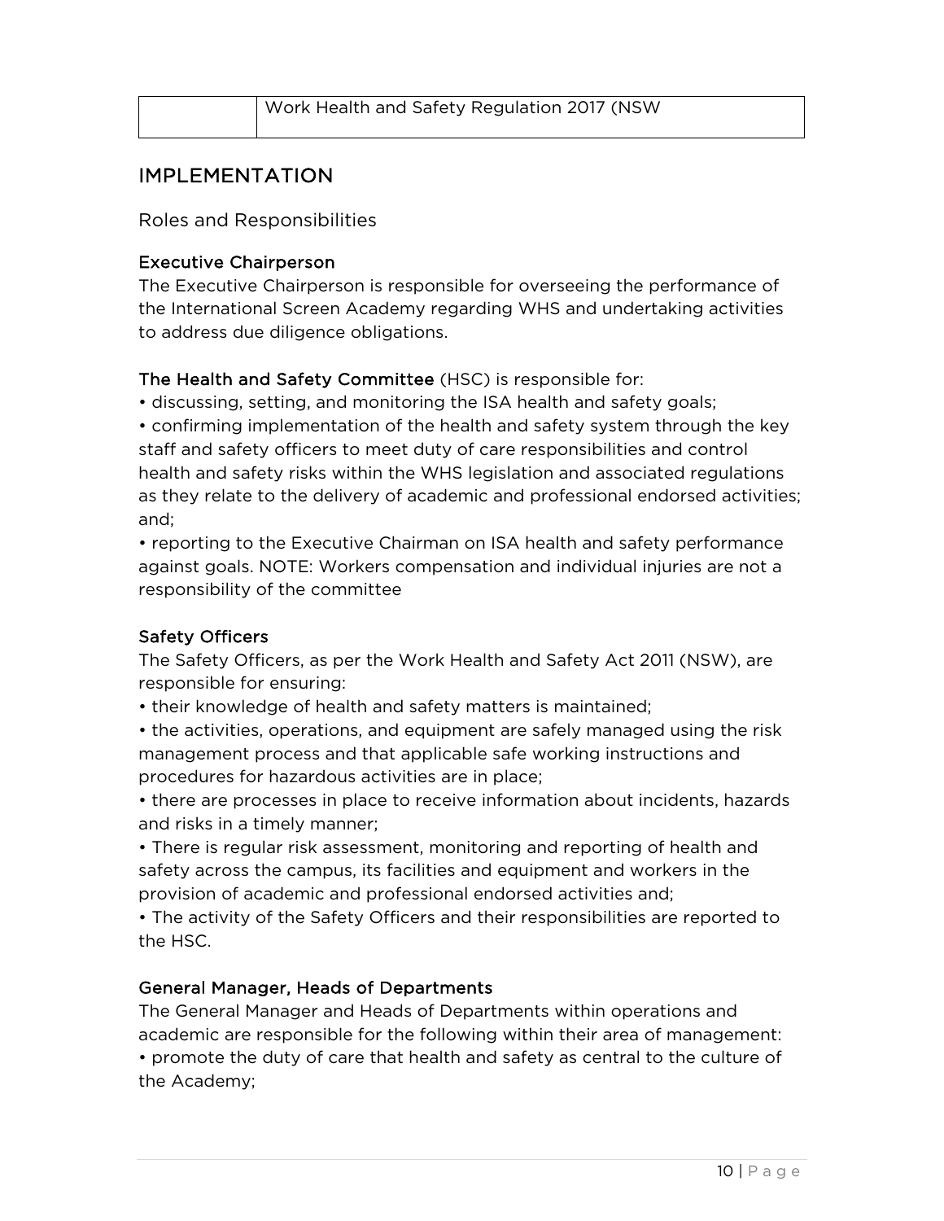| | Work Health and Safety Regulation 2017 (NSW |
|---|---|

## IMPLEMENTATION

### Roles and Responsibilities

#### Executive Chairperson

The Executive Chairperson is responsible for overseeing the performance of the International Screen Academy regarding WHS and undertaking activities to address due diligence obligations.

**The Health and Safety Committee** (HSC) is responsible for:

- discussing, setting, and monitoring the ISA health and safety goals;
- confirming implementation of the health and safety system through the key staff and safety officers to meet duty of care responsibilities and control health and safety risks within the WHS legislation and associated regulations as they relate to the delivery of academic and professional endorsed activities; and;
- reporting to the Executive Chairman on ISA health and safety performance against goals. NOTE: Workers compensation and individual injuries are not a responsibility of the committee

#### Safety Officers

The Safety Officers, as per the Work Health and Safety Act 2011 (NSW), are responsible for ensuring:

- their knowledge of health and safety matters is maintained;
- the activities, operations, and equipment are safely managed using the risk management process and that applicable safe working instructions and procedures for hazardous activities are in place;
- there are processes in place to receive information about incidents, hazards and risks in a timely manner;
- There is regular risk assessment, monitoring and reporting of health and safety across the campus, its facilities and equipment and workers in the provision of academic and professional endorsed activities and;
- The activity of the Safety Officers and their responsibilities are reported to the HSC.

#### General Manager, Heads of Departments

The General Manager and Heads of Departments within operations and academic are responsible for the following within their area of management:

- promote the duty of care that health and safety as central to the culture of the Academy;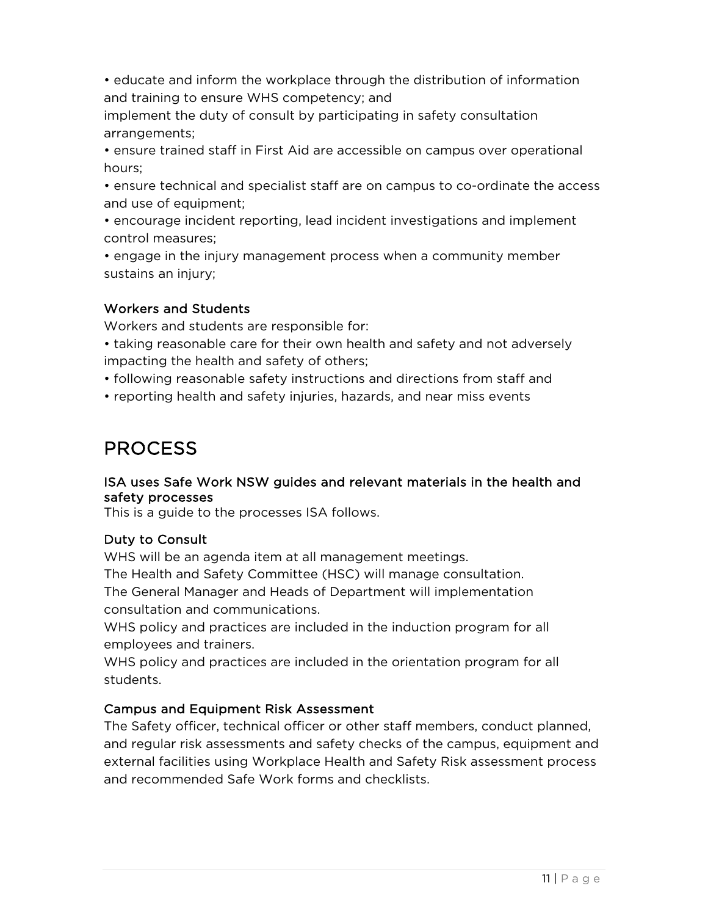- educate and inform the workplace through the distribution of information and training to ensure WHS competency; and

implement the duty of consult by participating in safety consultation arrangements;

- ensure trained staff in First Aid are accessible on campus over operational hours;
- ensure technical and specialist staff are on campus to co-ordinate the access and use of equipment;
- encourage incident reporting, lead incident investigations and implement control measures;
- engage in the injury management process when a community member sustains an injury;

### Workers and Students

Workers and students are responsible for:

- taking reasonable care for their own health and safety and not adversely impacting the health and safety of others;
- following reasonable safety instructions and directions from staff and
- reporting health and safety injuries, hazards, and near miss events

## PROCESS

### ISA uses Safe Work NSW guides and relevant materials in the health and safety processes

This is a guide to the processes ISA follows.

### Duty to Consult

WHS will be an agenda item at all management meetings.
The Health and Safety Committee (HSC) will manage consultation.
The General Manager and Heads of Department will implementation consultation and communications.
WHS policy and practices are included in the induction program for all employees and trainers.
WHS policy and practices are included in the orientation program for all students.

### Campus and Equipment Risk Assessment

The Safety officer, technical officer or other staff members, conduct planned, and regular risk assessments and safety checks of the campus, equipment and external facilities using Workplace Health and Safety Risk assessment process and recommended Safe Work forms and checklists.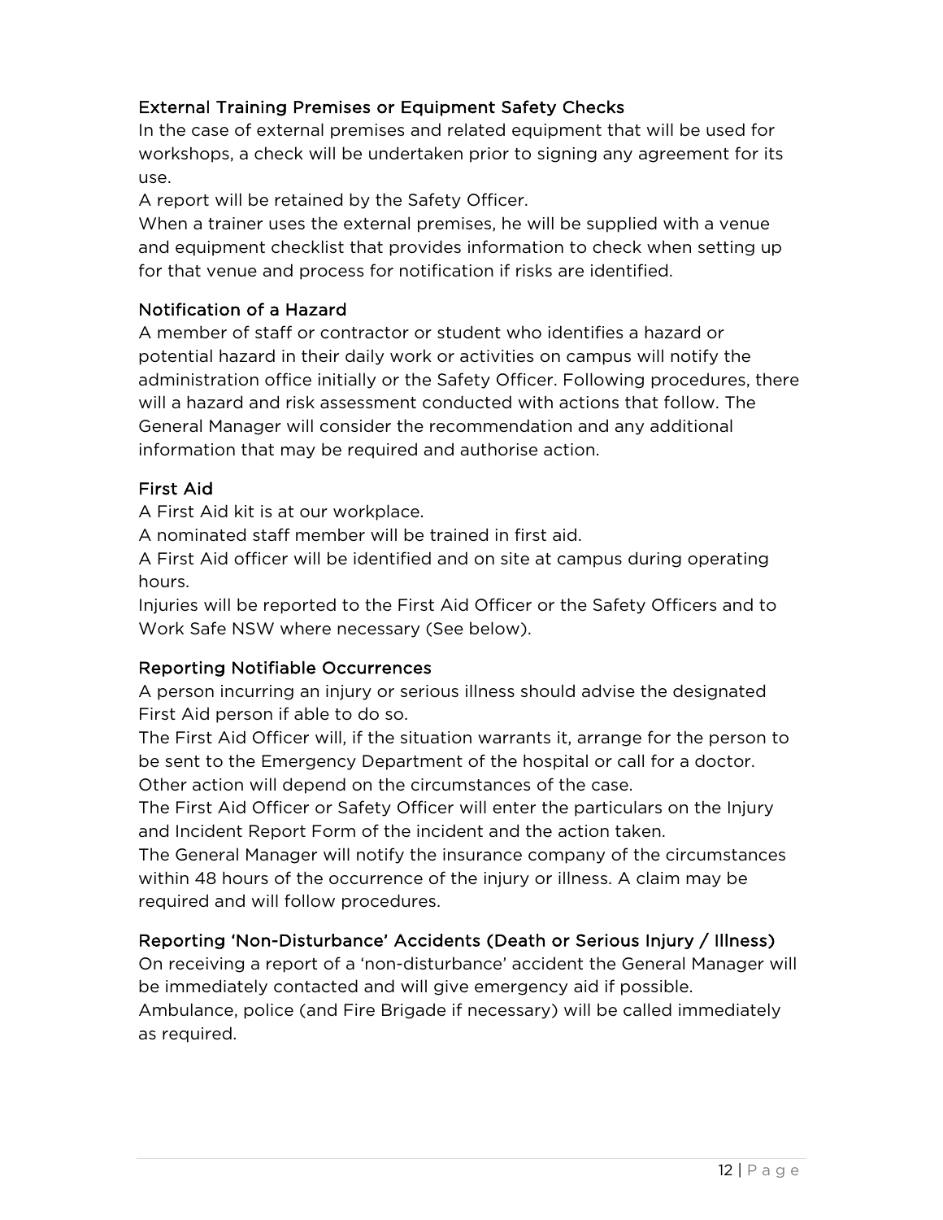### External Training Premises or Equipment Safety Checks

In the case of external premises and related equipment that will be used for workshops, a check will be undertaken prior to signing any agreement for its use.

A report will be retained by the Safety Officer.

When a trainer uses the external premises, he will be supplied with a venue and equipment checklist that provides information to check when setting up for that venue and process for notification if risks are identified.

### Notification of a Hazard

A member of staff or contractor or student who identifies a hazard or potential hazard in their daily work or activities on campus will notify the administration office initially or the Safety Officer. Following procedures, there will a hazard and risk assessment conducted with actions that follow. The General Manager will consider the recommendation and any additional information that may be required and authorise action.

### First Aid

A First Aid kit is at our workplace.

A nominated staff member will be trained in first aid.

A First Aid officer will be identified and on site at campus during operating hours.

Injuries will be reported to the First Aid Officer or the Safety Officers and to Work Safe NSW where necessary (See below).

### Reporting Notifiable Occurrences

A person incurring an injury or serious illness should advise the designated First Aid person if able to do so.

The First Aid Officer will, if the situation warrants it, arrange for the person to be sent to the Emergency Department of the hospital or call for a doctor. Other action will depend on the circumstances of the case.

The First Aid Officer or Safety Officer will enter the particulars on the Injury and Incident Report Form of the incident and the action taken.

The General Manager will notify the insurance company of the circumstances within 48 hours of the occurrence of the injury or illness. A claim may be required and will follow procedures.

### Reporting 'Non-Disturbance' Accidents (Death or Serious Injury / Illness)

On receiving a report of a 'non-disturbance' accident the General Manager will be immediately contacted and will give emergency aid if possible.

Ambulance, police (and Fire Brigade if necessary) will be called immediately as required.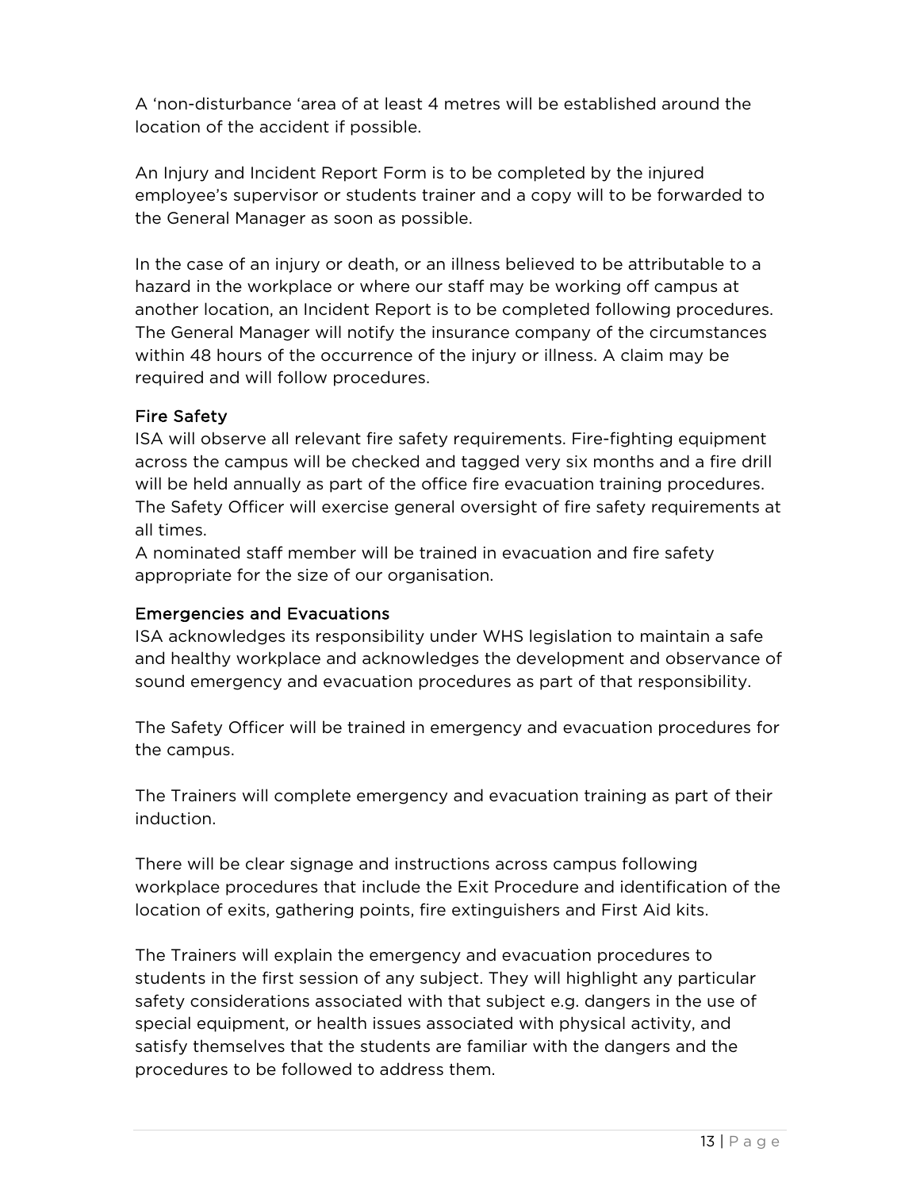A 'non-disturbance 'area of at least 4 metres will be established around the location of the accident if possible.

An Injury and Incident Report Form is to be completed by the injured employee's supervisor or students trainer and a copy will to be forwarded to the General Manager as soon as possible.

In the case of an injury or death, or an illness believed to be attributable to a hazard in the workplace or where our staff may be working off campus at another location, an Incident Report is to be completed following procedures. The General Manager will notify the insurance company of the circumstances within 48 hours of the occurrence of the injury or illness. A claim may be required and will follow procedures.

### Fire Safety

ISA will observe all relevant fire safety requirements. Fire-fighting equipment across the campus will be checked and tagged very six months and a fire drill will be held annually as part of the office fire evacuation training procedures. The Safety Officer will exercise general oversight of fire safety requirements at all times.

A nominated staff member will be trained in evacuation and fire safety appropriate for the size of our organisation.

### Emergencies and Evacuations

ISA acknowledges its responsibility under WHS legislation to maintain a safe and healthy workplace and acknowledges the development and observance of sound emergency and evacuation procedures as part of that responsibility.

The Safety Officer will be trained in emergency and evacuation procedures for the campus.

The Trainers will complete emergency and evacuation training as part of their induction.

There will be clear signage and instructions across campus following workplace procedures that include the Exit Procedure and identification of the location of exits, gathering points, fire extinguishers and First Aid kits.

The Trainers will explain the emergency and evacuation procedures to students in the first session of any subject. They will highlight any particular safety considerations associated with that subject e.g. dangers in the use of special equipment, or health issues associated with physical activity, and satisfy themselves that the students are familiar with the dangers and the procedures to be followed to address them.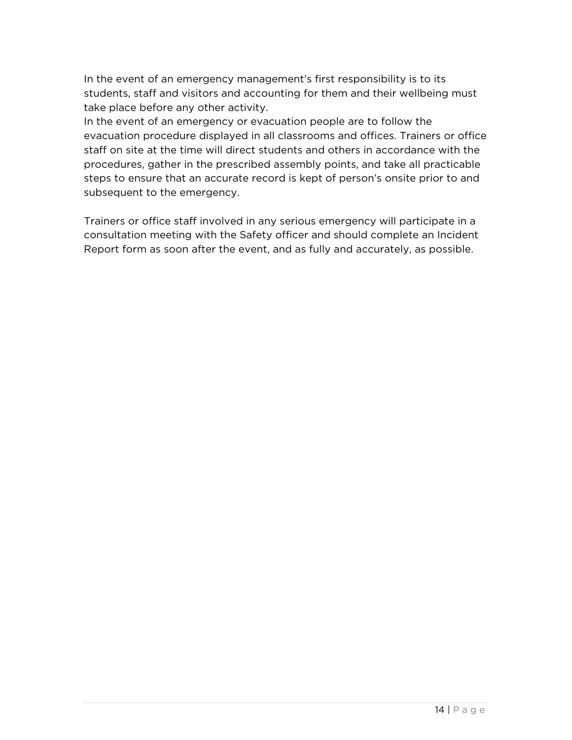In the event of an emergency management's first responsibility is to its students, staff and visitors and accounting for them and their wellbeing must take place before any other activity.
In the event of an emergency or evacuation people are to follow the evacuation procedure displayed in all classrooms and offices. Trainers or office staff on site at the time will direct students and others in accordance with the procedures, gather in the prescribed assembly points, and take all practicable steps to ensure that an accurate record is kept of person's onsite prior to and subsequent to the emergency.

Trainers or office staff involved in any serious emergency will participate in a consultation meeting with the Safety officer and should complete an Incident Report form as soon after the event, and as fully and accurately, as possible.